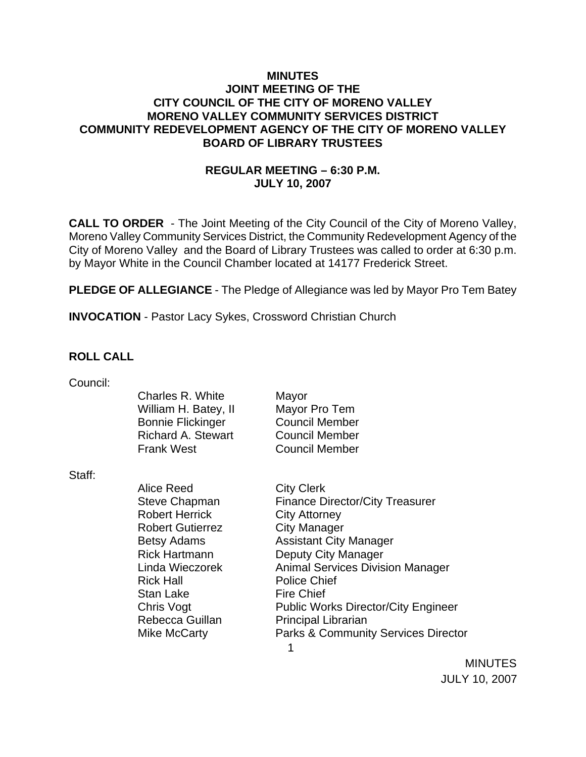# MINUTES
# JOINT MEETING OF THE
# CITY COUNCIL OF THE CITY OF MORENO VALLEY
# MORENO VALLEY COMMUNITY SERVICES DISTRICT
# COMMUNITY REDEVELOPMENT AGENCY OF THE CITY OF MORENO VALLEY
# BOARD OF LIBRARY TRUSTEES

## REGULAR MEETING – 6:30 P.M.
## JULY 10, 2007

**CALL TO ORDER** - The Joint Meeting of the City Council of the City of Moreno Valley, Moreno Valley Community Services District, the Community Redevelopment Agency of the City of Moreno Valley and the Board of Library Trustees was called to order at 6:30 p.m. by Mayor White in the Council Chamber located at 14177 Frederick Street.

**PLEDGE OF ALLEGIANCE** - The Pledge of Allegiance was led by Mayor Pro Tem Batey

**INVOCATION** - Pastor Lacy Sykes, Crossword Christian Church

**ROLL CALL**

Council:

| | |
|---|---|
| Charles R. White | Mayor |
| William H. Batey, II | Mayor Pro Tem |
| Bonnie Flickinger | Council Member |
| Richard A. Stewart | Council Member |
| Frank West | Council Member |

Staff:

| | |
|---|---|
| Alice Reed | City Clerk |
| Steve Chapman | Finance Director/City Treasurer |
| Robert Herrick | City Attorney |
| Robert Gutierrez | City Manager |
| Betsy Adams | Assistant City Manager |
| Rick Hartmann | Deputy City Manager |
| Linda Wieczorek | Animal Services Division Manager |
| Rick Hall | Police Chief |
| Stan Lake | Fire Chief |
| Chris Vogt | Public Works Director/City Engineer |
| Rebecca Guillan | Principal Librarian |
| Mike McCarty | Parks & Community Services Director |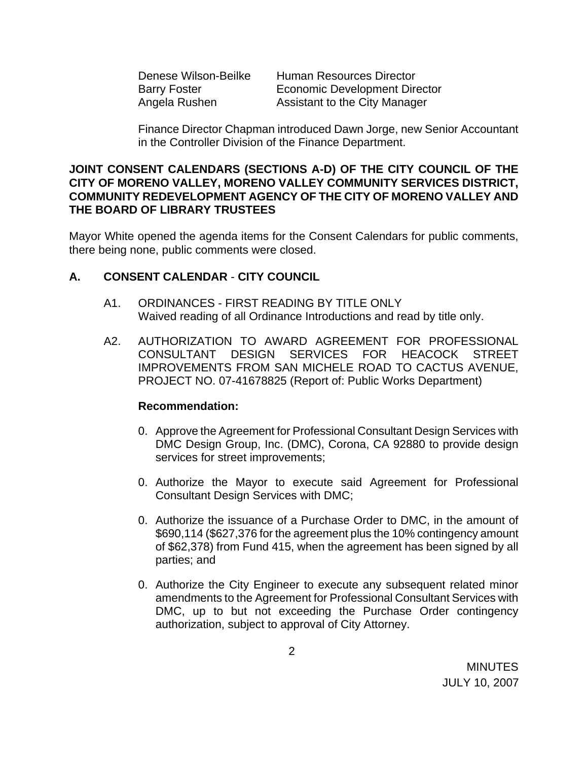Denese Wilson-Beilke Human Resources Director
Barry Foster Economic Development Director
Angela Rushen Assistant to the City Manager

Finance Director Chapman introduced Dawn Jorge, new Senior Accountant in the Controller Division of the Finance Department.

**JOINT CONSENT CALENDARS (SECTIONS A-D) OF THE CITY COUNCIL OF THE CITY OF MORENO VALLEY, MORENO VALLEY COMMUNITY SERVICES DISTRICT, COMMUNITY REDEVELOPMENT AGENCY OF THE CITY OF MORENO VALLEY AND THE BOARD OF LIBRARY TRUSTEES**

Mayor White opened the agenda items for the Consent Calendars for public comments, there being none, public comments were closed.

**A. CONSENT CALENDAR - CITY COUNCIL**

A1. ORDINANCES - FIRST READING BY TITLE ONLY
Waived reading of all Ordinance Introductions and read by title only.

A2. AUTHORIZATION TO AWARD AGREEMENT FOR PROFESSIONAL CONSULTANT DESIGN SERVICES FOR HEACOCK STREET IMPROVEMENTS FROM SAN MICHELE ROAD TO CACTUS AVENUE, PROJECT NO. 07-41678825 (Report of: Public Works Department)

**Recommendation:**

0. Approve the Agreement for Professional Consultant Design Services with DMC Design Group, Inc. (DMC), Corona, CA 92880 to provide design services for street improvements;

0. Authorize the Mayor to execute said Agreement for Professional Consultant Design Services with DMC;

0. Authorize the issuance of a Purchase Order to DMC, in the amount of $690,114 ($627,376 for the agreement plus the 10% contingency amount of $62,378) from Fund 415, when the agreement has been signed by all parties; and

0. Authorize the City Engineer to execute any subsequent related minor amendments to the Agreement for Professional Consultant Services with DMC, up to but not exceeding the Purchase Order contingency authorization, subject to approval of City Attorney.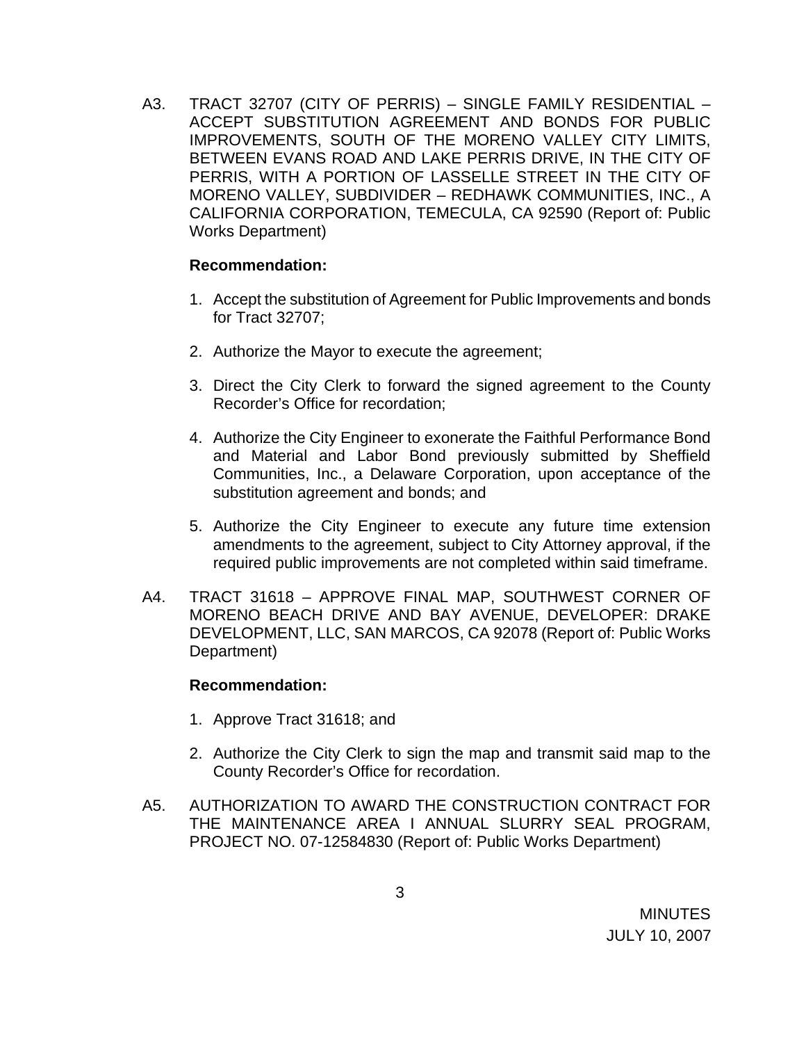A3. TRACT 32707 (CITY OF PERRIS) – SINGLE FAMILY RESIDENTIAL – ACCEPT SUBSTITUTION AGREEMENT AND BONDS FOR PUBLIC IMPROVEMENTS, SOUTH OF THE MORENO VALLEY CITY LIMITS, BETWEEN EVANS ROAD AND LAKE PERRIS DRIVE, IN THE CITY OF PERRIS, WITH A PORTION OF LASSELLE STREET IN THE CITY OF MORENO VALLEY, SUBDIVIDER – REDHAWK COMMUNITIES, INC., A CALIFORNIA CORPORATION, TEMECULA, CA 92590 (Report of: Public Works Department)

**Recommendation:**

1. Accept the substitution of Agreement for Public Improvements and bonds for Tract 32707;
2. Authorize the Mayor to execute the agreement;
3. Direct the City Clerk to forward the signed agreement to the County Recorder's Office for recordation;
4. Authorize the City Engineer to exonerate the Faithful Performance Bond and Material and Labor Bond previously submitted by Sheffield Communities, Inc., a Delaware Corporation, upon acceptance of the substitution agreement and bonds; and
5. Authorize the City Engineer to execute any future time extension amendments to the agreement, subject to City Attorney approval, if the required public improvements are not completed within said timeframe.

A4. TRACT 31618 – APPROVE FINAL MAP, SOUTHWEST CORNER OF MORENO BEACH DRIVE AND BAY AVENUE, DEVELOPER: DRAKE DEVELOPMENT, LLC, SAN MARCOS, CA 92078 (Report of: Public Works Department)

**Recommendation:**

1. Approve Tract 31618; and
2. Authorize the City Clerk to sign the map and transmit said map to the County Recorder's Office for recordation.

A5. AUTHORIZATION TO AWARD THE CONSTRUCTION CONTRACT FOR THE MAINTENANCE AREA I ANNUAL SLURRY SEAL PROGRAM, PROJECT NO. 07-12584830 (Report of: Public Works Department)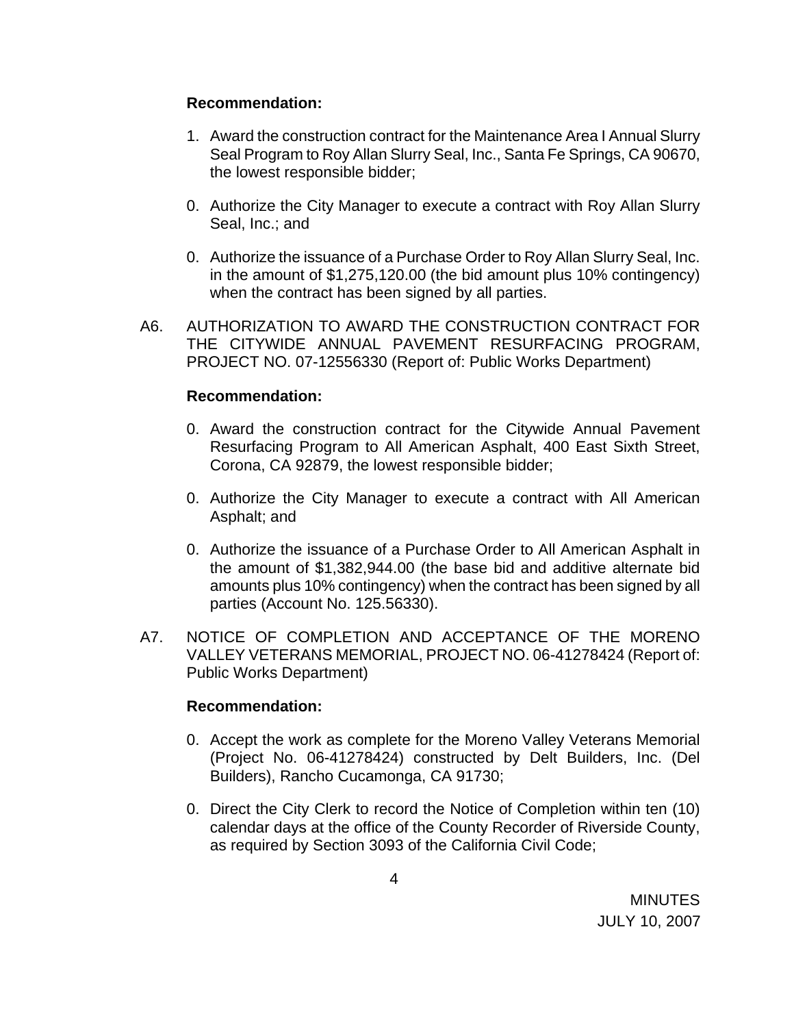**Recommendation:**

1. Award the construction contract for the Maintenance Area I Annual Slurry Seal Program to Roy Allan Slurry Seal, Inc., Santa Fe Springs, CA 90670, the lowest responsible bidder;

0. Authorize the City Manager to execute a contract with Roy Allan Slurry Seal, Inc.; and

0. Authorize the issuance of a Purchase Order to Roy Allan Slurry Seal, Inc. in the amount of $1,275,120.00 (the bid amount plus 10% contingency) when the contract has been signed by all parties.

A6. AUTHORIZATION TO AWARD THE CONSTRUCTION CONTRACT FOR THE CITYWIDE ANNUAL PAVEMENT RESURFACING PROGRAM, PROJECT NO. 07-12556330 (Report of: Public Works Department)

**Recommendation:**

0. Award the construction contract for the Citywide Annual Pavement Resurfacing Program to All American Asphalt, 400 East Sixth Street, Corona, CA 92879, the lowest responsible bidder;

0. Authorize the City Manager to execute a contract with All American Asphalt; and

0. Authorize the issuance of a Purchase Order to All American Asphalt in the amount of $1,382,944.00 (the base bid and additive alternate bid amounts plus 10% contingency) when the contract has been signed by all parties (Account No. 125.56330).

A7. NOTICE OF COMPLETION AND ACCEPTANCE OF THE MORENO VALLEY VETERANS MEMORIAL, PROJECT NO. 06-41278424 (Report of: Public Works Department)

**Recommendation:**

0. Accept the work as complete for the Moreno Valley Veterans Memorial (Project No. 06-41278424) constructed by Delt Builders, Inc. (Del Builders), Rancho Cucamonga, CA 91730;

0. Direct the City Clerk to record the Notice of Completion within ten (10) calendar days at the office of the County Recorder of Riverside County, as required by Section 3093 of the California Civil Code;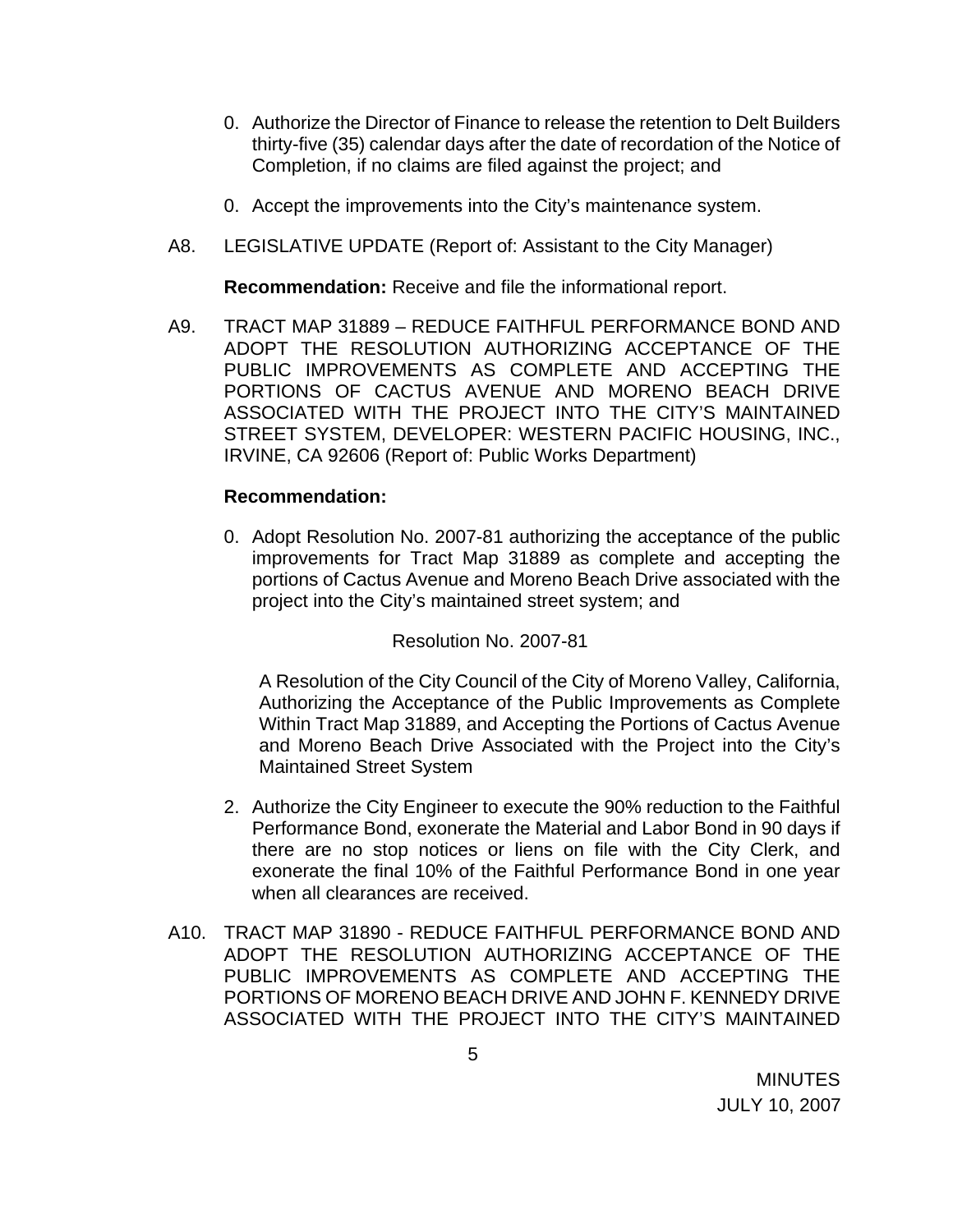0. Authorize the Director of Finance to release the retention to Delt Builders thirty-five (35) calendar days after the date of recordation of the Notice of Completion, if no claims are filed against the project; and

0. Accept the improvements into the City's maintenance system.

A8. LEGISLATIVE UPDATE (Report of: Assistant to the City Manager)

**Recommendation:** Receive and file the informational report.

A9. TRACT MAP 31889 – REDUCE FAITHFUL PERFORMANCE BOND AND ADOPT THE RESOLUTION AUTHORIZING ACCEPTANCE OF THE PUBLIC IMPROVEMENTS AS COMPLETE AND ACCEPTING THE PORTIONS OF CACTUS AVENUE AND MORENO BEACH DRIVE ASSOCIATED WITH THE PROJECT INTO THE CITY'S MAINTAINED STREET SYSTEM, DEVELOPER: WESTERN PACIFIC HOUSING, INC., IRVINE, CA 92606 (Report of: Public Works Department)

**Recommendation:**

0. Adopt Resolution No. 2007-81 authorizing the acceptance of the public improvements for Tract Map 31889 as complete and accepting the portions of Cactus Avenue and Moreno Beach Drive associated with the project into the City's maintained street system; and

Resolution No. 2007-81

A Resolution of the City Council of the City of Moreno Valley, California, Authorizing the Acceptance of the Public Improvements as Complete Within Tract Map 31889, and Accepting the Portions of Cactus Avenue and Moreno Beach Drive Associated with the Project into the City's Maintained Street System

2. Authorize the City Engineer to execute the 90% reduction to the Faithful Performance Bond, exonerate the Material and Labor Bond in 90 days if there are no stop notices or liens on file with the City Clerk, and exonerate the final 10% of the Faithful Performance Bond in one year when all clearances are received.

A10. TRACT MAP 31890 - REDUCE FAITHFUL PERFORMANCE BOND AND ADOPT THE RESOLUTION AUTHORIZING ACCEPTANCE OF THE PUBLIC IMPROVEMENTS AS COMPLETE AND ACCEPTING THE PORTIONS OF MORENO BEACH DRIVE AND JOHN F. KENNEDY DRIVE ASSOCIATED WITH THE PROJECT INTO THE CITY'S MAINTAINED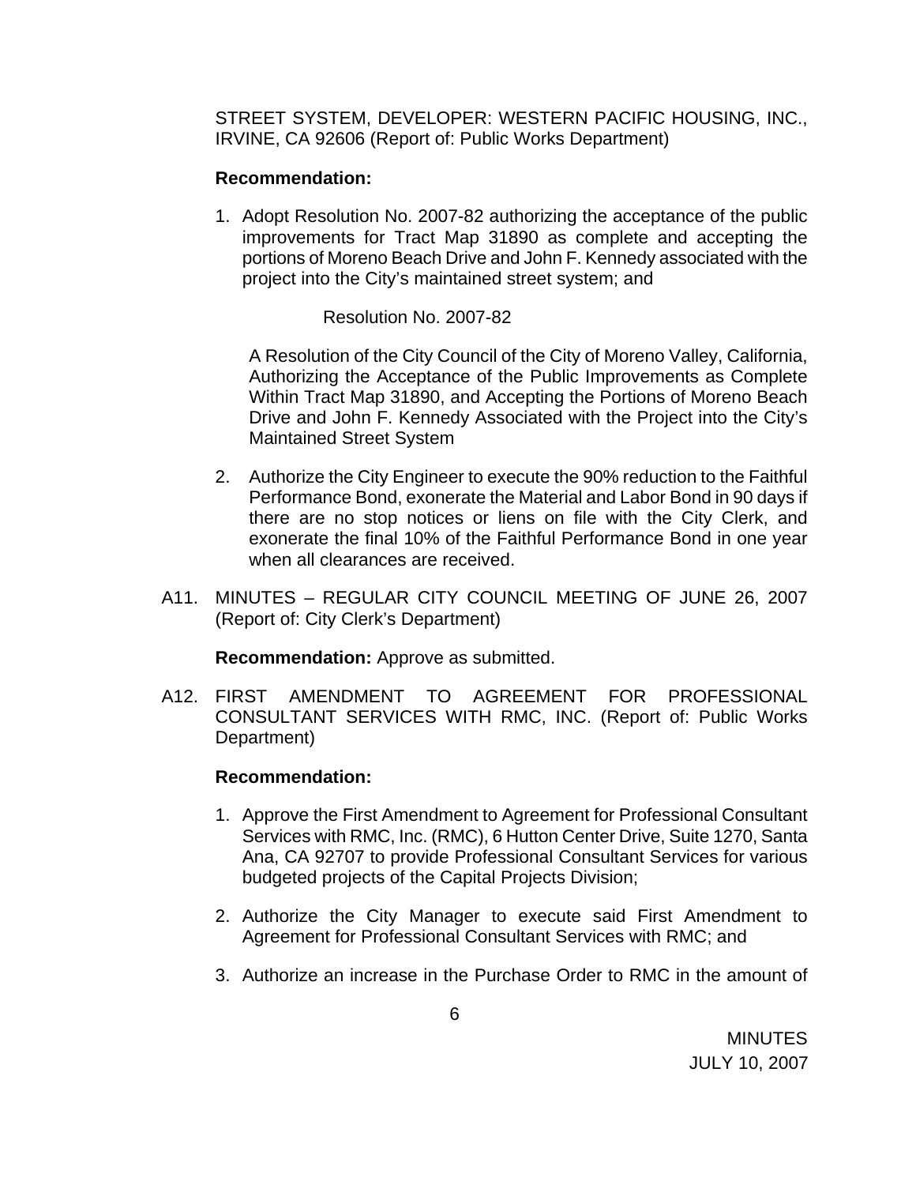STREET SYSTEM, DEVELOPER: WESTERN PACIFIC HOUSING, INC., IRVINE, CA 92606 (Report of: Public Works Department)

**Recommendation:**

1. Adopt Resolution No. 2007-82 authorizing the acceptance of the public improvements for Tract Map 31890 as complete and accepting the portions of Moreno Beach Drive and John F. Kennedy associated with the project into the City's maintained street system; and

   Resolution No. 2007-82

   A Resolution of the City Council of the City of Moreno Valley, California, Authorizing the Acceptance of the Public Improvements as Complete Within Tract Map 31890, and Accepting the Portions of Moreno Beach Drive and John F. Kennedy Associated with the Project into the City's Maintained Street System

2. Authorize the City Engineer to execute the 90% reduction to the Faithful Performance Bond, exonerate the Material and Labor Bond in 90 days if there are no stop notices or liens on file with the City Clerk, and exonerate the final 10% of the Faithful Performance Bond in one year when all clearances are received.

A11. MINUTES – REGULAR CITY COUNCIL MEETING OF JUNE 26, 2007 (Report of: City Clerk's Department)

**Recommendation:** Approve as submitted.

A12. FIRST AMENDMENT TO AGREEMENT FOR PROFESSIONAL CONSULTANT SERVICES WITH RMC, INC. (Report of: Public Works Department)

**Recommendation:**

1. Approve the First Amendment to Agreement for Professional Consultant Services with RMC, Inc. (RMC), 6 Hutton Center Drive, Suite 1270, Santa Ana, CA 92707 to provide Professional Consultant Services for various budgeted projects of the Capital Projects Division;

2. Authorize the City Manager to execute said First Amendment to Agreement for Professional Consultant Services with RMC; and

3. Authorize an increase in the Purchase Order to RMC in the amount of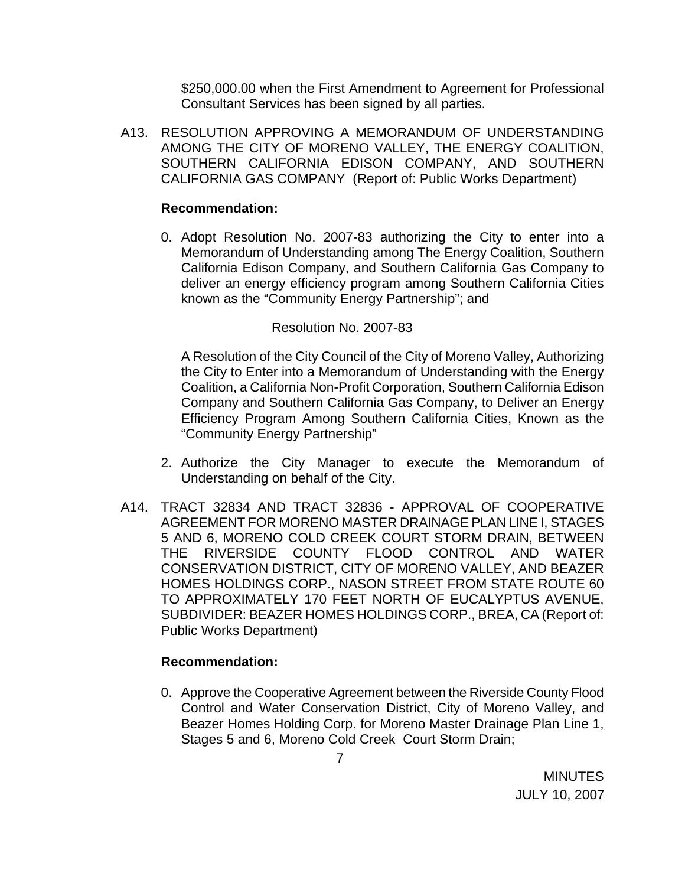$250,000.00 when the First Amendment to Agreement for Professional Consultant Services has been signed by all parties.

A13. RESOLUTION APPROVING A MEMORANDUM OF UNDERSTANDING AMONG THE CITY OF MORENO VALLEY, THE ENERGY COALITION, SOUTHERN CALIFORNIA EDISON COMPANY, AND SOUTHERN CALIFORNIA GAS COMPANY (Report of: Public Works Department)

**Recommendation:**

0. Adopt Resolution No. 2007-83 authorizing the City to enter into a Memorandum of Understanding among The Energy Coalition, Southern California Edison Company, and Southern California Gas Company to deliver an energy efficiency program among Southern California Cities known as the "Community Energy Partnership"; and

Resolution No. 2007-83

A Resolution of the City Council of the City of Moreno Valley, Authorizing the City to Enter into a Memorandum of Understanding with the Energy Coalition, a California Non-Profit Corporation, Southern California Edison Company and Southern California Gas Company, to Deliver an Energy Efficiency Program Among Southern California Cities, Known as the "Community Energy Partnership"

2. Authorize the City Manager to execute the Memorandum of Understanding on behalf of the City.

A14. TRACT 32834 AND TRACT 32836 - APPROVAL OF COOPERATIVE AGREEMENT FOR MORENO MASTER DRAINAGE PLAN LINE I, STAGES 5 AND 6, MORENO COLD CREEK COURT STORM DRAIN, BETWEEN THE RIVERSIDE COUNTY FLOOD CONTROL AND WATER CONSERVATION DISTRICT, CITY OF MORENO VALLEY, AND BEAZER HOMES HOLDINGS CORP., NASON STREET FROM STATE ROUTE 60 TO APPROXIMATELY 170 FEET NORTH OF EUCALYPTUS AVENUE, SUBDIVIDER: BEAZER HOMES HOLDINGS CORP., BREA, CA (Report of: Public Works Department)

**Recommendation:**

0. Approve the Cooperative Agreement between the Riverside County Flood Control and Water Conservation District, City of Moreno Valley, and Beazer Homes Holding Corp. for Moreno Master Drainage Plan Line 1, Stages 5 and 6, Moreno Cold Creek Court Storm Drain;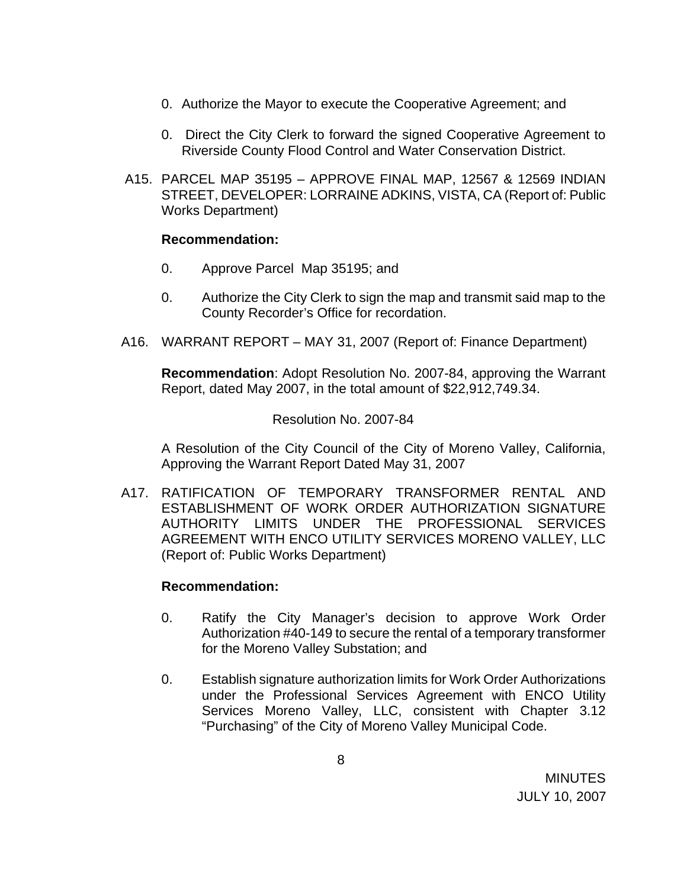0. Authorize the Mayor to execute the Cooperative Agreement; and

0. Direct the City Clerk to forward the signed Cooperative Agreement to Riverside County Flood Control and Water Conservation District.

A15. PARCEL MAP 35195 – APPROVE FINAL MAP, 12567 & 12569 INDIAN STREET, DEVELOPER: LORRAINE ADKINS, VISTA, CA (Report of: Public Works Department)

**Recommendation:**

0. Approve Parcel Map 35195; and

0. Authorize the City Clerk to sign the map and transmit said map to the County Recorder's Office for recordation.

A16. WARRANT REPORT – MAY 31, 2007 (Report of: Finance Department)

**Recommendation**: Adopt Resolution No. 2007-84, approving the Warrant Report, dated May 2007, in the total amount of $22,912,749.34.

Resolution No. 2007-84

A Resolution of the City Council of the City of Moreno Valley, California, Approving the Warrant Report Dated May 31, 2007

A17. RATIFICATION OF TEMPORARY TRANSFORMER RENTAL AND ESTABLISHMENT OF WORK ORDER AUTHORIZATION SIGNATURE AUTHORITY LIMITS UNDER THE PROFESSIONAL SERVICES AGREEMENT WITH ENCO UTILITY SERVICES MORENO VALLEY, LLC (Report of: Public Works Department)

**Recommendation:**

0. Ratify the City Manager's decision to approve Work Order Authorization #40-149 to secure the rental of a temporary transformer for the Moreno Valley Substation; and

0. Establish signature authorization limits for Work Order Authorizations under the Professional Services Agreement with ENCO Utility Services Moreno Valley, LLC, consistent with Chapter 3.12 "Purchasing" of the City of Moreno Valley Municipal Code.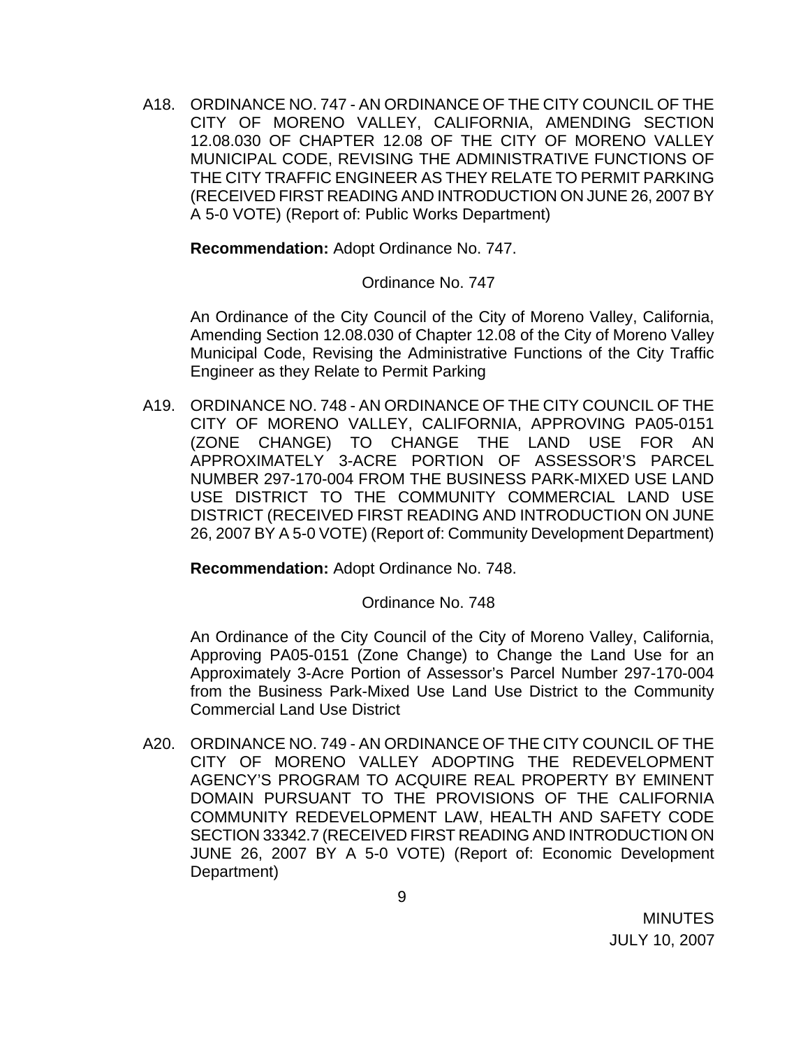A18. ORDINANCE NO. 747 - AN ORDINANCE OF THE CITY COUNCIL OF THE CITY OF MORENO VALLEY, CALIFORNIA, AMENDING SECTION 12.08.030 OF CHAPTER 12.08 OF THE CITY OF MORENO VALLEY MUNICIPAL CODE, REVISING THE ADMINISTRATIVE FUNCTIONS OF THE CITY TRAFFIC ENGINEER AS THEY RELATE TO PERMIT PARKING (RECEIVED FIRST READING AND INTRODUCTION ON JUNE 26, 2007 BY A 5-0 VOTE) (Report of: Public Works Department)

**Recommendation:** Adopt Ordinance No. 747.

Ordinance No. 747

An Ordinance of the City Council of the City of Moreno Valley, California, Amending Section 12.08.030 of Chapter 12.08 of the City of Moreno Valley Municipal Code, Revising the Administrative Functions of the City Traffic Engineer as they Relate to Permit Parking

A19. ORDINANCE NO. 748 - AN ORDINANCE OF THE CITY COUNCIL OF THE CITY OF MORENO VALLEY, CALIFORNIA, APPROVING PA05-0151 (ZONE CHANGE) TO CHANGE THE LAND USE FOR AN APPROXIMATELY 3-ACRE PORTION OF ASSESSOR'S PARCEL NUMBER 297-170-004 FROM THE BUSINESS PARK-MIXED USE LAND USE DISTRICT TO THE COMMUNITY COMMERCIAL LAND USE DISTRICT (RECEIVED FIRST READING AND INTRODUCTION ON JUNE 26, 2007 BY A 5-0 VOTE) (Report of: Community Development Department)

**Recommendation:** Adopt Ordinance No. 748.

Ordinance No. 748

An Ordinance of the City Council of the City of Moreno Valley, California, Approving PA05-0151 (Zone Change) to Change the Land Use for an Approximately 3-Acre Portion of Assessor's Parcel Number 297-170-004 from the Business Park-Mixed Use Land Use District to the Community Commercial Land Use District

A20. ORDINANCE NO. 749 - AN ORDINANCE OF THE CITY COUNCIL OF THE CITY OF MORENO VALLEY ADOPTING THE REDEVELOPMENT AGENCY'S PROGRAM TO ACQUIRE REAL PROPERTY BY EMINENT DOMAIN PURSUANT TO THE PROVISIONS OF THE CALIFORNIA COMMUNITY REDEVELOPMENT LAW, HEALTH AND SAFETY CODE SECTION 33342.7 (RECEIVED FIRST READING AND INTRODUCTION ON JUNE 26, 2007 BY A 5-0 VOTE) (Report of: Economic Development Department)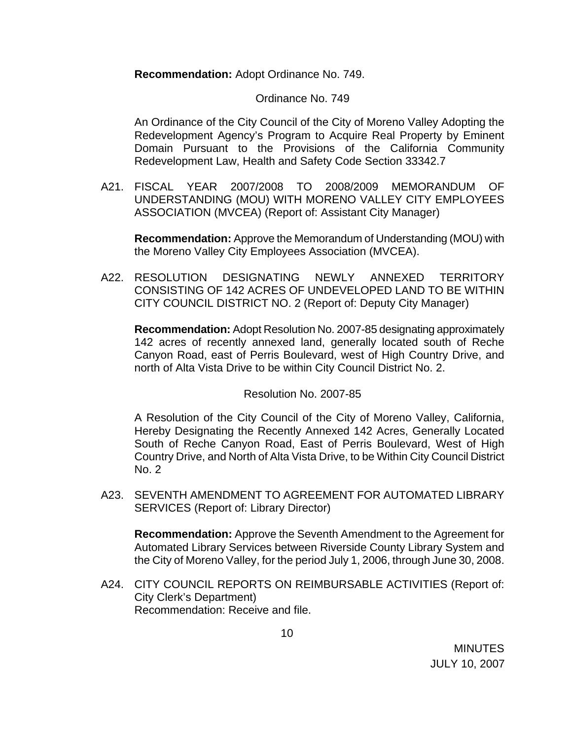**Recommendation:** Adopt Ordinance No. 749.

Ordinance No. 749

An Ordinance of the City Council of the City of Moreno Valley Adopting the Redevelopment Agency's Program to Acquire Real Property by Eminent Domain Pursuant to the Provisions of the California Community Redevelopment Law, Health and Safety Code Section 33342.7

A21. FISCAL YEAR 2007/2008 TO 2008/2009 MEMORANDUM OF UNDERSTANDING (MOU) WITH MORENO VALLEY CITY EMPLOYEES ASSOCIATION (MVCEA) (Report of: Assistant City Manager)

**Recommendation:** Approve the Memorandum of Understanding (MOU) with the Moreno Valley City Employees Association (MVCEA).

A22. RESOLUTION DESIGNATING NEWLY ANNEXED TERRITORY CONSISTING OF 142 ACRES OF UNDEVELOPED LAND TO BE WITHIN CITY COUNCIL DISTRICT NO. 2 (Report of: Deputy City Manager)

**Recommendation:** Adopt Resolution No. 2007-85 designating approximately 142 acres of recently annexed land, generally located south of Reche Canyon Road, east of Perris Boulevard, west of High Country Drive, and north of Alta Vista Drive to be within City Council District No. 2.

Resolution No. 2007-85

A Resolution of the City Council of the City of Moreno Valley, California, Hereby Designating the Recently Annexed 142 Acres, Generally Located South of Reche Canyon Road, East of Perris Boulevard, West of High Country Drive, and North of Alta Vista Drive, to be Within City Council District No. 2

A23. SEVENTH AMENDMENT TO AGREEMENT FOR AUTOMATED LIBRARY SERVICES (Report of: Library Director)

**Recommendation:** Approve the Seventh Amendment to the Agreement for Automated Library Services between Riverside County Library System and the City of Moreno Valley, for the period July 1, 2006, through June 30, 2008.

A24. CITY COUNCIL REPORTS ON REIMBURSABLE ACTIVITIES (Report of: City Clerk's Department)
Recommendation: Receive and file.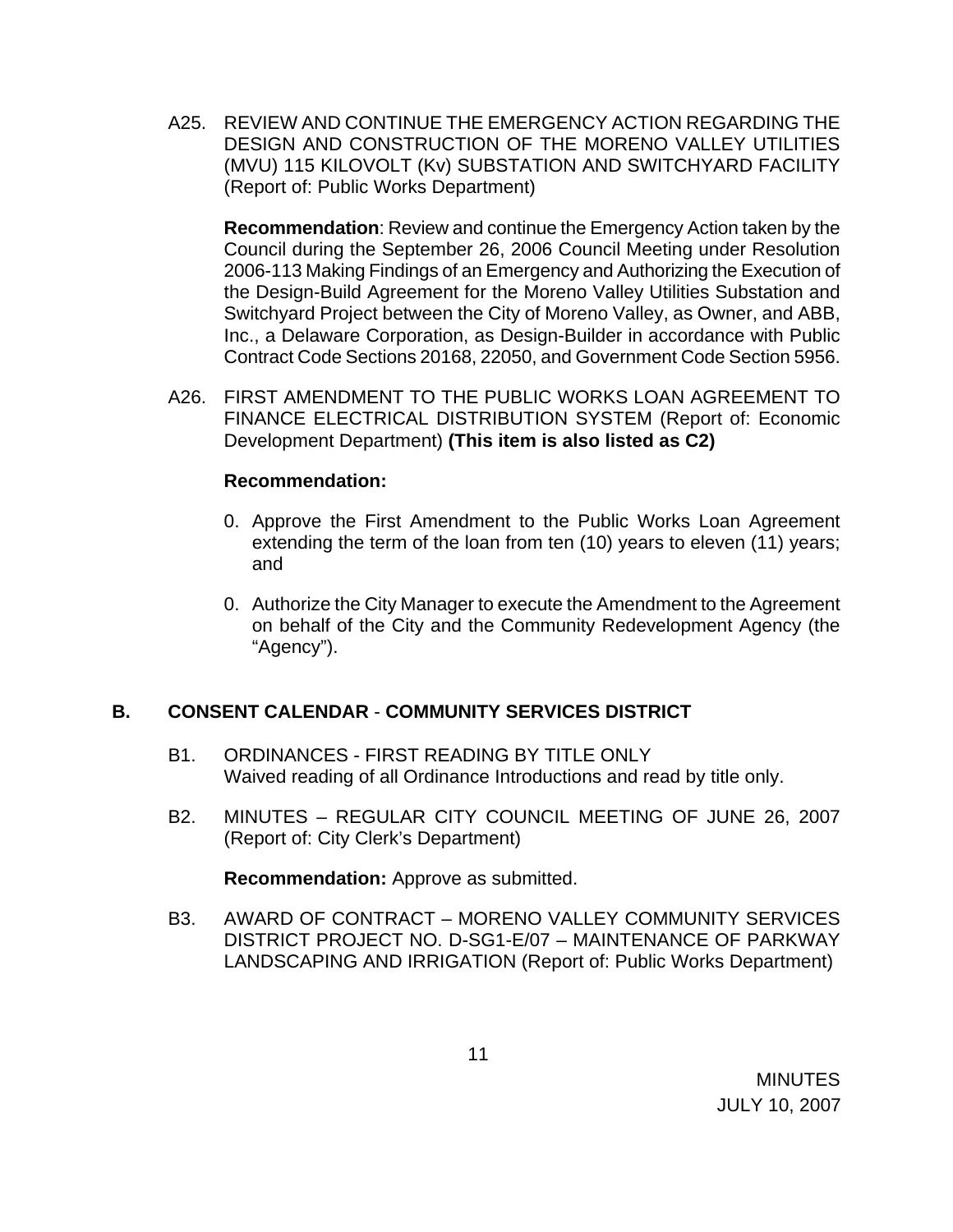A25. REVIEW AND CONTINUE THE EMERGENCY ACTION REGARDING THE DESIGN AND CONSTRUCTION OF THE MORENO VALLEY UTILITIES (MVU) 115 KILOVOLT (Kv) SUBSTATION AND SWITCHYARD FACILITY (Report of: Public Works Department)

**Recommendation**: Review and continue the Emergency Action taken by the Council during the September 26, 2006 Council Meeting under Resolution 2006-113 Making Findings of an Emergency and Authorizing the Execution of the Design-Build Agreement for the Moreno Valley Utilities Substation and Switchyard Project between the City of Moreno Valley, as Owner, and ABB, Inc., a Delaware Corporation, as Design-Builder in accordance with Public Contract Code Sections 20168, 22050, and Government Code Section 5956.

A26. FIRST AMENDMENT TO THE PUBLIC WORKS LOAN AGREEMENT TO FINANCE ELECTRICAL DISTRIBUTION SYSTEM (Report of: Economic Development Department) **(This item is also listed as C2)**

**Recommendation:**

0. Approve the First Amendment to the Public Works Loan Agreement extending the term of the loan from ten (10) years to eleven (11) years; and

0. Authorize the City Manager to execute the Amendment to the Agreement on behalf of the City and the Community Redevelopment Agency (the "Agency").

## B. CONSENT CALENDAR - COMMUNITY SERVICES DISTRICT

B1. ORDINANCES - FIRST READING BY TITLE ONLY
Waived reading of all Ordinance Introductions and read by title only.

B2. MINUTES – REGULAR CITY COUNCIL MEETING OF JUNE 26, 2007 (Report of: City Clerk's Department)

**Recommendation:** Approve as submitted.

B3. AWARD OF CONTRACT – MORENO VALLEY COMMUNITY SERVICES DISTRICT PROJECT NO. D-SG1-E/07 – MAINTENANCE OF PARKWAY LANDSCAPING AND IRRIGATION (Report of: Public Works Department)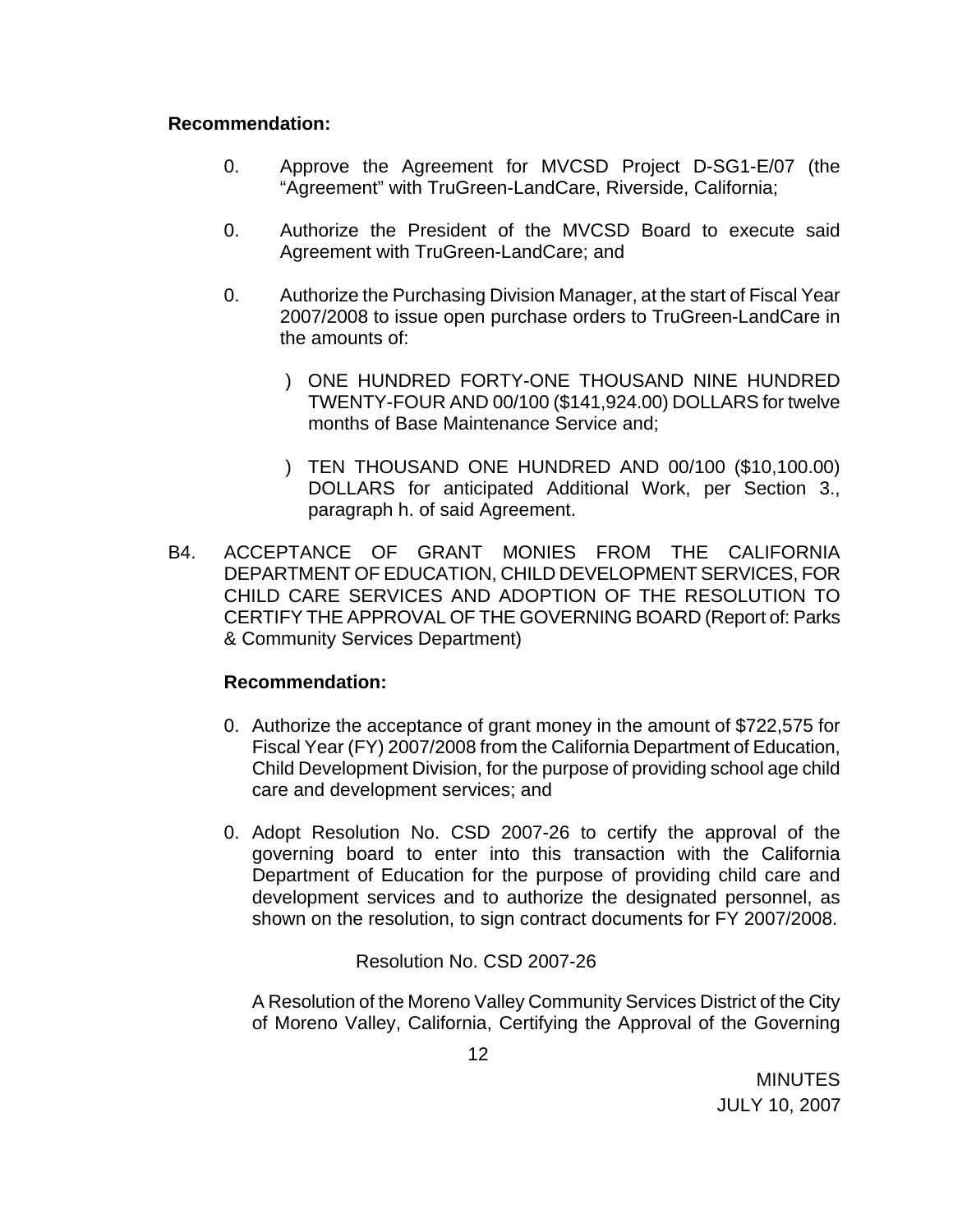**Recommendation:**

0. Approve the Agreement for MVCSD Project D-SG1-E/07 (the "Agreement" with TruGreen-LandCare, Riverside, California;

0. Authorize the President of the MVCSD Board to execute said Agreement with TruGreen-LandCare; and

0. Authorize the Purchasing Division Manager, at the start of Fiscal Year 2007/2008 to issue open purchase orders to TruGreen-LandCare in the amounts of:

   ) ONE HUNDRED FORTY-ONE THOUSAND NINE HUNDRED TWENTY-FOUR AND 00/100 ($141,924.00) DOLLARS for twelve months of Base Maintenance Service and;

   ) TEN THOUSAND ONE HUNDRED AND 00/100 ($10,100.00) DOLLARS for anticipated Additional Work, per Section 3., paragraph h. of said Agreement.

B4. ACCEPTANCE OF GRANT MONIES FROM THE CALIFORNIA DEPARTMENT OF EDUCATION, CHILD DEVELOPMENT SERVICES, FOR CHILD CARE SERVICES AND ADOPTION OF THE RESOLUTION TO CERTIFY THE APPROVAL OF THE GOVERNING BOARD (Report of: Parks & Community Services Department)

**Recommendation:**

0. Authorize the acceptance of grant money in the amount of $722,575 for Fiscal Year (FY) 2007/2008 from the California Department of Education, Child Development Division, for the purpose of providing school age child care and development services; and

0. Adopt Resolution No. CSD 2007-26 to certify the approval of the governing board to enter into this transaction with the California Department of Education for the purpose of providing child care and development services and to authorize the designated personnel, as shown on the resolution, to sign contract documents for FY 2007/2008.

Resolution No. CSD 2007-26

A Resolution of the Moreno Valley Community Services District of the City of Moreno Valley, California, Certifying the Approval of the Governing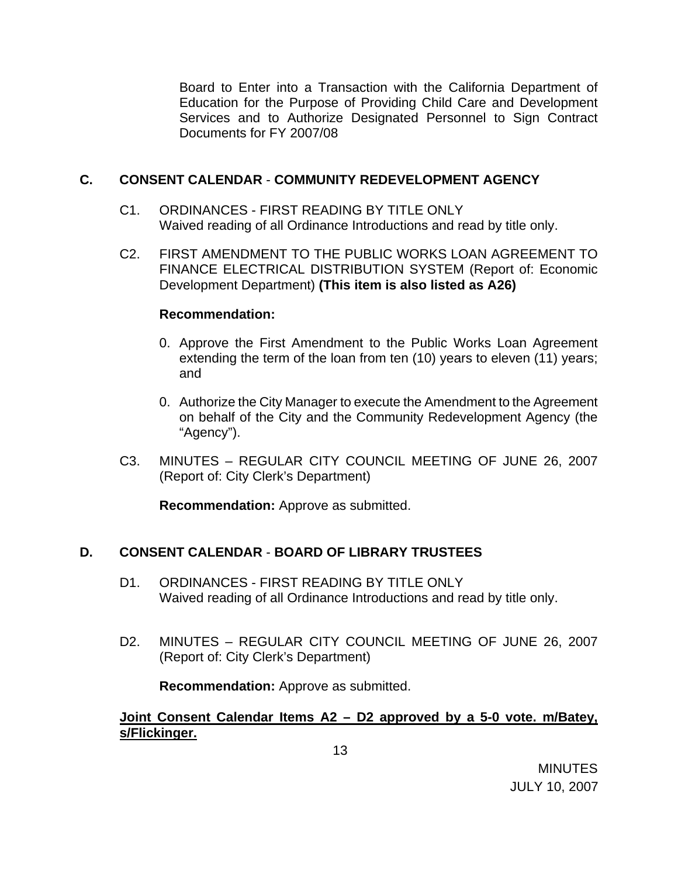Board to Enter into a Transaction with the California Department of Education for the Purpose of Providing Child Care and Development Services and to Authorize Designated Personnel to Sign Contract Documents for FY 2007/08

## C. CONSENT CALENDAR - COMMUNITY REDEVELOPMENT AGENCY

C1. ORDINANCES - FIRST READING BY TITLE ONLY
Waived reading of all Ordinance Introductions and read by title only.

C2. FIRST AMENDMENT TO THE PUBLIC WORKS LOAN AGREEMENT TO FINANCE ELECTRICAL DISTRIBUTION SYSTEM (Report of: Economic Development Department) **(This item is also listed as A26)**

**Recommendation:**

0. Approve the First Amendment to the Public Works Loan Agreement extending the term of the loan from ten (10) years to eleven (11) years; and

0. Authorize the City Manager to execute the Amendment to the Agreement on behalf of the City and the Community Redevelopment Agency (the "Agency").

C3. MINUTES – REGULAR CITY COUNCIL MEETING OF JUNE 26, 2007 (Report of: City Clerk's Department)

**Recommendation:** Approve as submitted.

## D. CONSENT CALENDAR - BOARD OF LIBRARY TRUSTEES

D1. ORDINANCES - FIRST READING BY TITLE ONLY
Waived reading of all Ordinance Introductions and read by title only.

D2. MINUTES – REGULAR CITY COUNCIL MEETING OF JUNE 26, 2007 (Report of: City Clerk's Department)

**Recommendation:** Approve as submitted.

**Joint Consent Calendar Items A2 – D2 approved by a 5-0 vote. m/Batey, s/Flickinger.**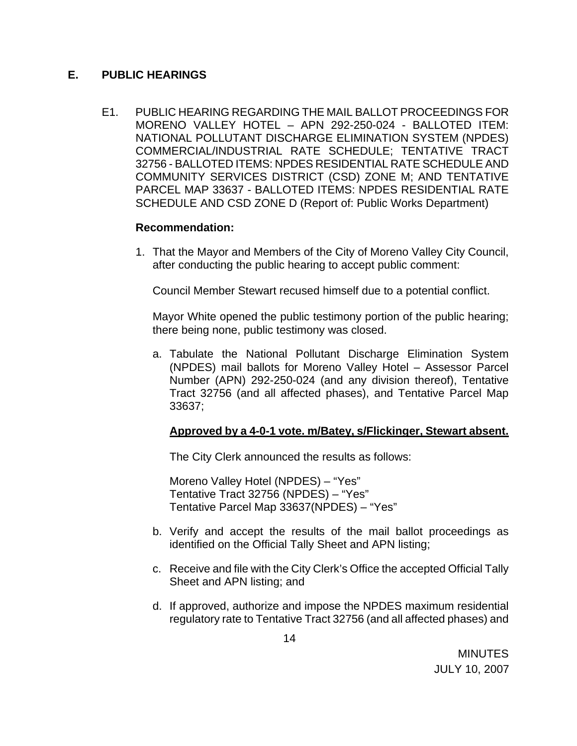## E. PUBLIC HEARINGS

E1. PUBLIC HEARING REGARDING THE MAIL BALLOT PROCEEDINGS FOR MORENO VALLEY HOTEL – APN 292-250-024 - BALLOTED ITEM: NATIONAL POLLUTANT DISCHARGE ELIMINATION SYSTEM (NPDES) COMMERCIAL/INDUSTRIAL RATE SCHEDULE; TENTATIVE TRACT 32756 - BALLOTED ITEMS: NPDES RESIDENTIAL RATE SCHEDULE AND COMMUNITY SERVICES DISTRICT (CSD) ZONE M; AND TENTATIVE PARCEL MAP 33637 - BALLOTED ITEMS: NPDES RESIDENTIAL RATE SCHEDULE AND CSD ZONE D (Report of: Public Works Department)

**Recommendation:**

1. That the Mayor and Members of the City of Moreno Valley City Council, after conducting the public hearing to accept public comment:

   Council Member Stewart recused himself due to a potential conflict.

   Mayor White opened the public testimony portion of the public hearing; there being none, public testimony was closed.

   a. Tabulate the National Pollutant Discharge Elimination System (NPDES) mail ballots for Moreno Valley Hotel – Assessor Parcel Number (APN) 292-250-024 (and any division thereof), Tentative Tract 32756 (and all affected phases), and Tentative Parcel Map 33637;

      **Approved by a 4-0-1 vote. m/Batey, s/Flickinger, Stewart absent.**

      The City Clerk announced the results as follows:

      Moreno Valley Hotel (NPDES) – "Yes"
      Tentative Tract 32756 (NPDES) – "Yes"
      Tentative Parcel Map 33637(NPDES) – "Yes"

   b. Verify and accept the results of the mail ballot proceedings as identified on the Official Tally Sheet and APN listing;

   c. Receive and file with the City Clerk's Office the accepted Official Tally Sheet and APN listing; and

   d. If approved, authorize and impose the NPDES maximum residential regulatory rate to Tentative Tract 32756 (and all affected phases) and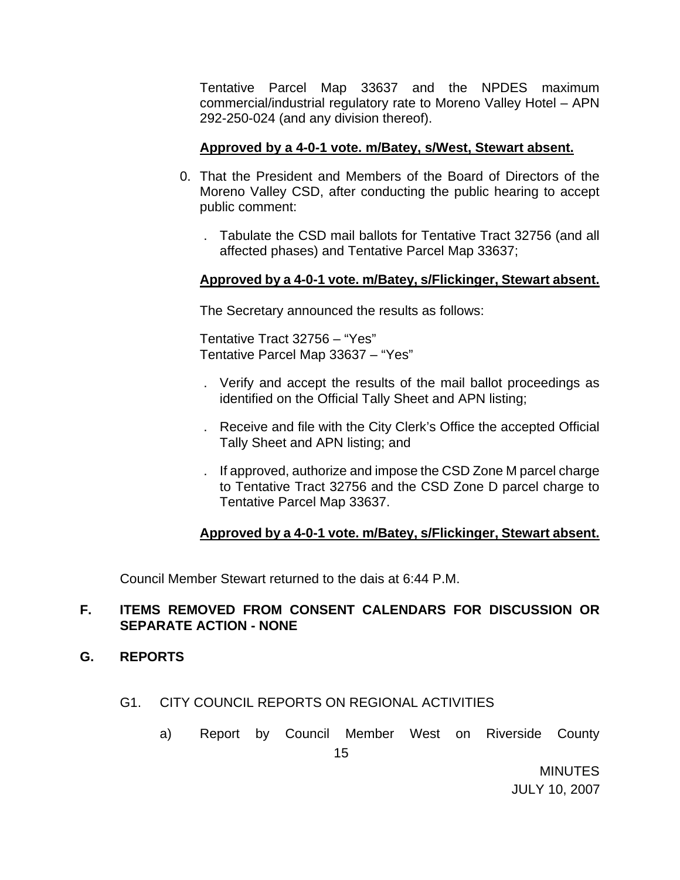Tentative Parcel Map 33637 and the NPDES maximum commercial/industrial regulatory rate to Moreno Valley Hotel – APN 292-250-024 (and any division thereof).

**Approved by a 4-0-1 vote. m/Batey, s/West, Stewart absent.**

0. That the President and Members of the Board of Directors of the Moreno Valley CSD, after conducting the public hearing to accept public comment:

   . Tabulate the CSD mail ballots for Tentative Tract 32756 (and all affected phases) and Tentative Parcel Map 33637;

**Approved by a 4-0-1 vote. m/Batey, s/Flickinger, Stewart absent.**

The Secretary announced the results as follows:

Tentative Tract 32756 – "Yes"
Tentative Parcel Map 33637 – "Yes"

   . Verify and accept the results of the mail ballot proceedings as identified on the Official Tally Sheet and APN listing;

   . Receive and file with the City Clerk's Office the accepted Official Tally Sheet and APN listing; and

   . If approved, authorize and impose the CSD Zone M parcel charge to Tentative Tract 32756 and the CSD Zone D parcel charge to Tentative Parcel Map 33637.

**Approved by a 4-0-1 vote. m/Batey, s/Flickinger, Stewart absent.**

Council Member Stewart returned to the dais at 6:44 P.M.

## F. ITEMS REMOVED FROM CONSENT CALENDARS FOR DISCUSSION OR SEPARATE ACTION - NONE

## G. REPORTS

G1. CITY COUNCIL REPORTS ON REGIONAL ACTIVITIES

a) Report by Council Member West on Riverside County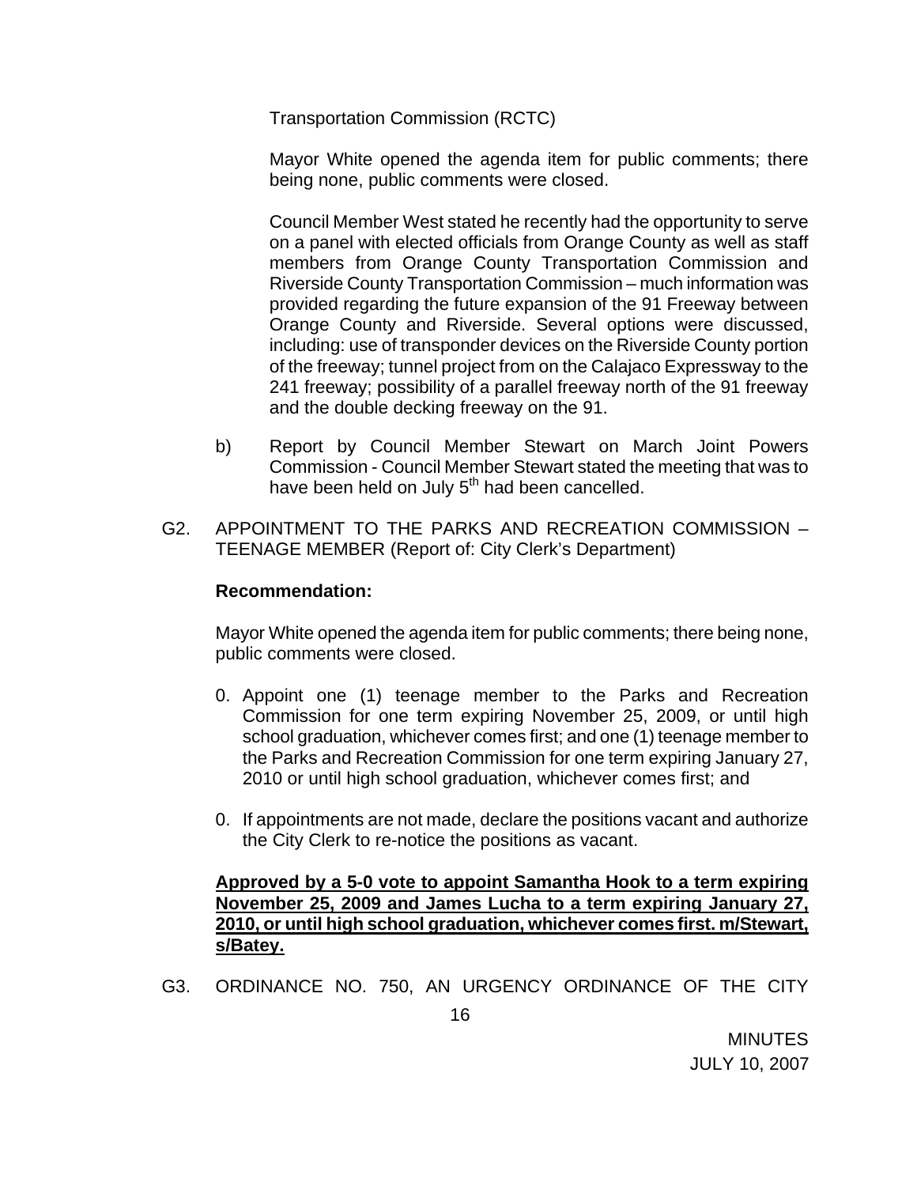Transportation Commission (RCTC)

Mayor White opened the agenda item for public comments; there being none, public comments were closed.

Council Member West stated he recently had the opportunity to serve on a panel with elected officials from Orange County as well as staff members from Orange County Transportation Commission and Riverside County Transportation Commission – much information was provided regarding the future expansion of the 91 Freeway between Orange County and Riverside. Several options were discussed, including: use of transponder devices on the Riverside County portion of the freeway; tunnel project from on the Calajaco Expressway to the 241 freeway; possibility of a parallel freeway north of the 91 freeway and the double decking freeway on the 91.

b) Report by Council Member Stewart on March Joint Powers Commission - Council Member Stewart stated the meeting that was to have been held on July 5th had been cancelled.

G2. APPOINTMENT TO THE PARKS AND RECREATION COMMISSION – TEENAGE MEMBER (Report of: City Clerk's Department)

**Recommendation:**

Mayor White opened the agenda item for public comments; there being none, public comments were closed.

0. Appoint one (1) teenage member to the Parks and Recreation Commission for one term expiring November 25, 2009, or until high school graduation, whichever comes first; and one (1) teenage member to the Parks and Recreation Commission for one term expiring January 27, 2010 or until high school graduation, whichever comes first; and

0. If appointments are not made, declare the positions vacant and authorize the City Clerk to re-notice the positions as vacant.

**Approved by a 5-0 vote to appoint Samantha Hook to a term expiring November 25, 2009 and James Lucha to a term expiring January 27, 2010, or until high school graduation, whichever comes first. m/Stewart, s/Batey.**

G3. ORDINANCE NO. 750, AN URGENCY ORDINANCE OF THE CITY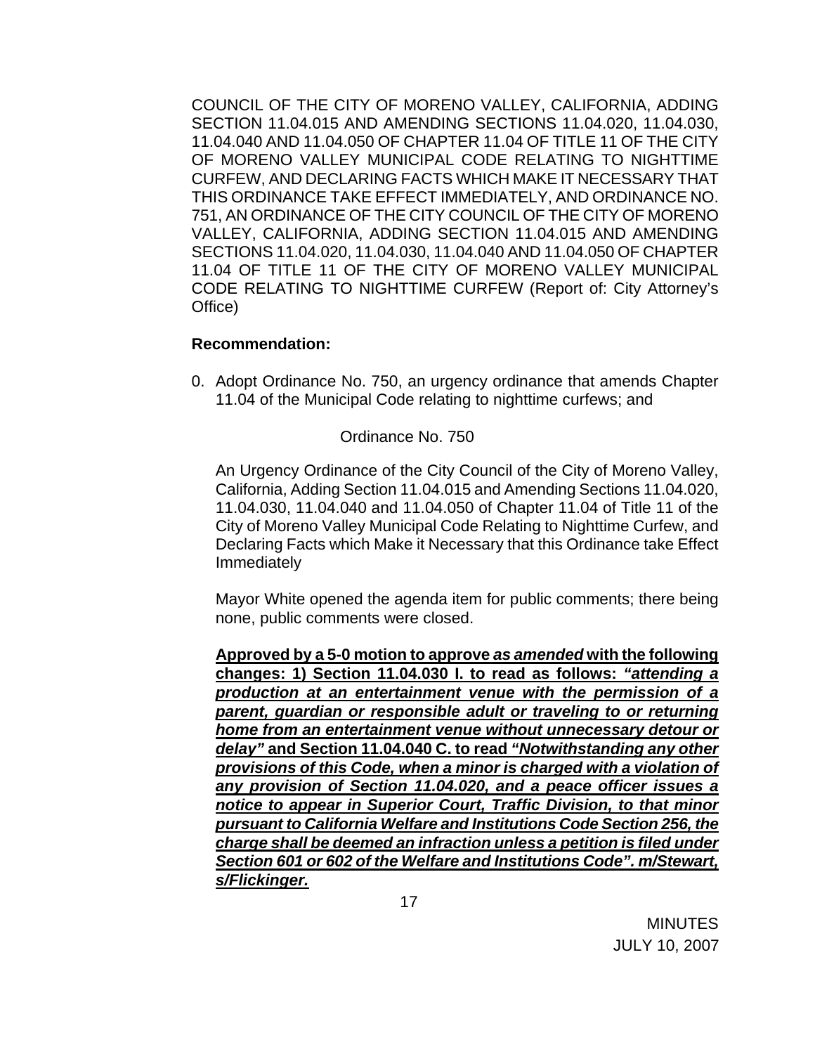COUNCIL OF THE CITY OF MORENO VALLEY, CALIFORNIA, ADDING SECTION 11.04.015 AND AMENDING SECTIONS 11.04.020, 11.04.030, 11.04.040 AND 11.04.050 OF CHAPTER 11.04 OF TITLE 11 OF THE CITY OF MORENO VALLEY MUNICIPAL CODE RELATING TO NIGHTTIME CURFEW, AND DECLARING FACTS WHICH MAKE IT NECESSARY THAT THIS ORDINANCE TAKE EFFECT IMMEDIATELY, AND ORDINANCE NO. 751, AN ORDINANCE OF THE CITY COUNCIL OF THE CITY OF MORENO VALLEY, CALIFORNIA, ADDING SECTION 11.04.015 AND AMENDING SECTIONS 11.04.020, 11.04.030, 11.04.040 AND 11.04.050 OF CHAPTER 11.04 OF TITLE 11 OF THE CITY OF MORENO VALLEY MUNICIPAL CODE RELATING TO NIGHTTIME CURFEW (Report of: City Attorney's Office)

**Recommendation:**

0. Adopt Ordinance No. 750, an urgency ordinance that amends Chapter 11.04 of the Municipal Code relating to nighttime curfews; and

Ordinance No. 750

An Urgency Ordinance of the City Council of the City of Moreno Valley, California, Adding Section 11.04.015 and Amending Sections 11.04.020, 11.04.030, 11.04.040 and 11.04.050 of Chapter 11.04 of Title 11 of the City of Moreno Valley Municipal Code Relating to Nighttime Curfew, and Declaring Facts which Make it Necessary that this Ordinance take Effect Immediately

Mayor White opened the agenda item for public comments; there being none, public comments were closed.

**Approved by a 5-0 motion to approve *as amended* with the following changes: 1) Section 11.04.030 I. to read as follows: *"attending a production at an entertainment venue with the permission of a parent, guardian or responsible adult or traveling to or returning home from an entertainment venue without unnecessary detour or delay"* and Section 11.04.040 C. to read *"Notwithstanding any other provisions of this Code, when a minor is charged with a violation of any provision of Section 11.04.020, and a peace officer issues a notice to appear in Superior Court, Traffic Division, to that minor pursuant to California Welfare and Institutions Code Section 256, the charge shall be deemed an infraction unless a petition is filed under Section 601 or 602 of the Welfare and Institutions Code". m/Stewart, s/Flickinger.***

MINUTES
JULY 10, 2007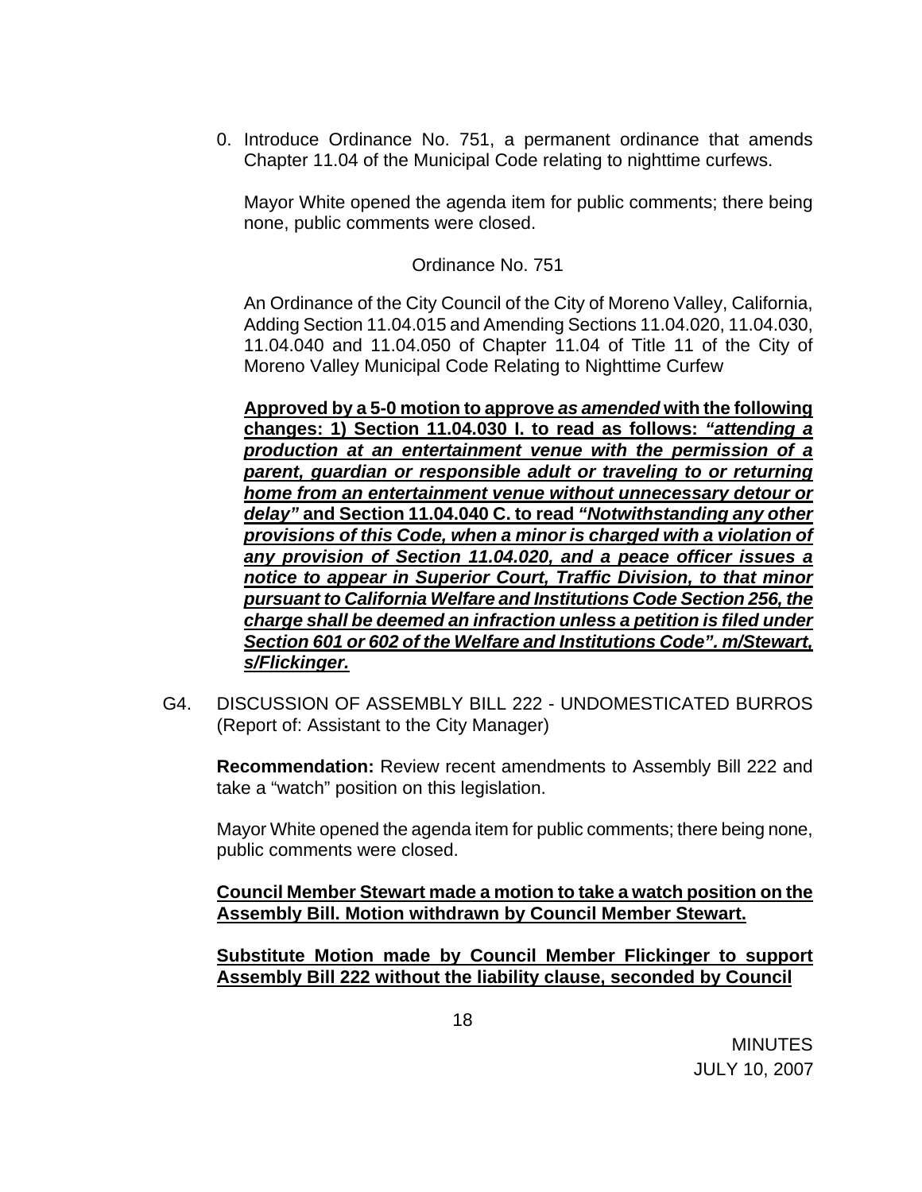0. Introduce Ordinance No. 751, a permanent ordinance that amends Chapter 11.04 of the Municipal Code relating to nighttime curfews.

   Mayor White opened the agenda item for public comments; there being none, public comments were closed.

   Ordinance No. 751

   An Ordinance of the City Council of the City of Moreno Valley, California, Adding Section 11.04.015 and Amending Sections 11.04.020, 11.04.030, 11.04.040 and 11.04.050 of Chapter 11.04 of Title 11 of the City of Moreno Valley Municipal Code Relating to Nighttime Curfew

   **Approved by a 5-0 motion to approve *as amended* with the following changes: 1) Section 11.04.030 I. to read as follows: *"attending a production at an entertainment venue with the permission of a parent, guardian or responsible adult or traveling to or returning home from an entertainment venue without unnecessary detour or delay"* and Section 11.04.040 C. to read *"Notwithstanding any other provisions of this Code, when a minor is charged with a violation of any provision of Section 11.04.020, and a peace officer issues a notice to appear in Superior Court, Traffic Division, to that minor pursuant to California Welfare and Institutions Code Section 256, the charge shall be deemed an infraction unless a petition is filed under Section 601 or 602 of the Welfare and Institutions Code". m/Stewart, s/Flickinger.***

G4. DISCUSSION OF ASSEMBLY BILL 222 - UNDOMESTICATED BURROS (Report of: Assistant to the City Manager)

   **Recommendation:** Review recent amendments to Assembly Bill 222 and take a "watch" position on this legislation.

   Mayor White opened the agenda item for public comments; there being none, public comments were closed.

   **Council Member Stewart made a motion to take a watch position on the Assembly Bill. Motion withdrawn by Council Member Stewart.**

   **Substitute Motion made by Council Member Flickinger to support Assembly Bill 222 without the liability clause, seconded by Council**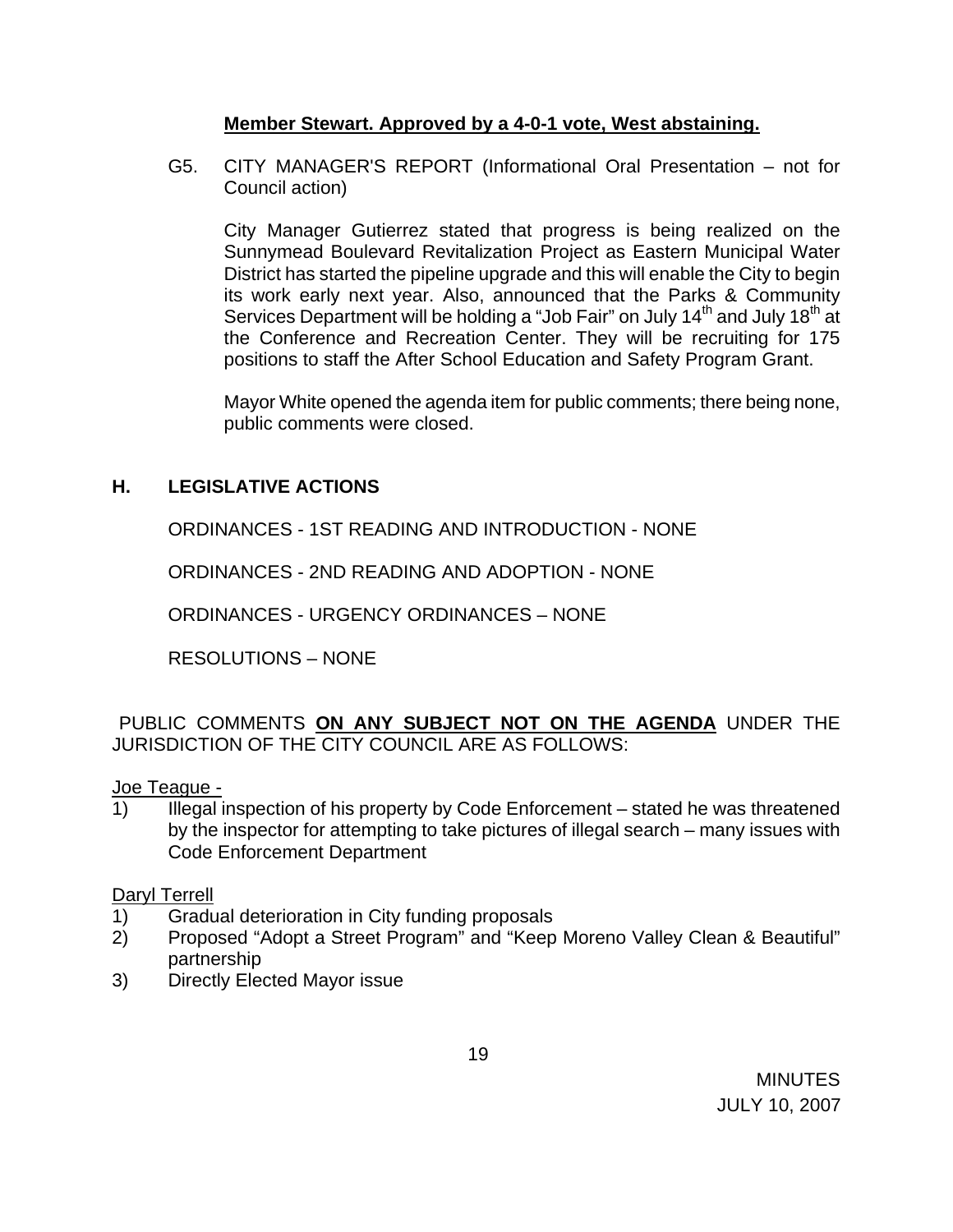**Member Stewart. Approved by a 4-0-1 vote, West abstaining.**

G5. CITY MANAGER'S REPORT (Informational Oral Presentation – not for Council action)

City Manager Gutierrez stated that progress is being realized on the Sunnymead Boulevard Revitalization Project as Eastern Municipal Water District has started the pipeline upgrade and this will enable the City to begin its work early next year. Also, announced that the Parks & Community Services Department will be holding a "Job Fair" on July 14th and July 18th at the Conference and Recreation Center. They will be recruiting for 175 positions to staff the After School Education and Safety Program Grant.

Mayor White opened the agenda item for public comments; there being none, public comments were closed.

## H. LEGISLATIVE ACTIONS

ORDINANCES - 1ST READING AND INTRODUCTION - NONE

ORDINANCES - 2ND READING AND ADOPTION - NONE

ORDINANCES - URGENCY ORDINANCES – NONE

RESOLUTIONS – NONE

PUBLIC COMMENTS **ON ANY SUBJECT NOT ON THE AGENDA** UNDER THE JURISDICTION OF THE CITY COUNCIL ARE AS FOLLOWS:

Joe Teague -

1) Illegal inspection of his property by Code Enforcement – stated he was threatened by the inspector for attempting to take pictures of illegal search – many issues with Code Enforcement Department

Daryl Terrell

1) Gradual deterioration in City funding proposals
2) Proposed "Adopt a Street Program" and "Keep Moreno Valley Clean & Beautiful" partnership
3) Directly Elected Mayor issue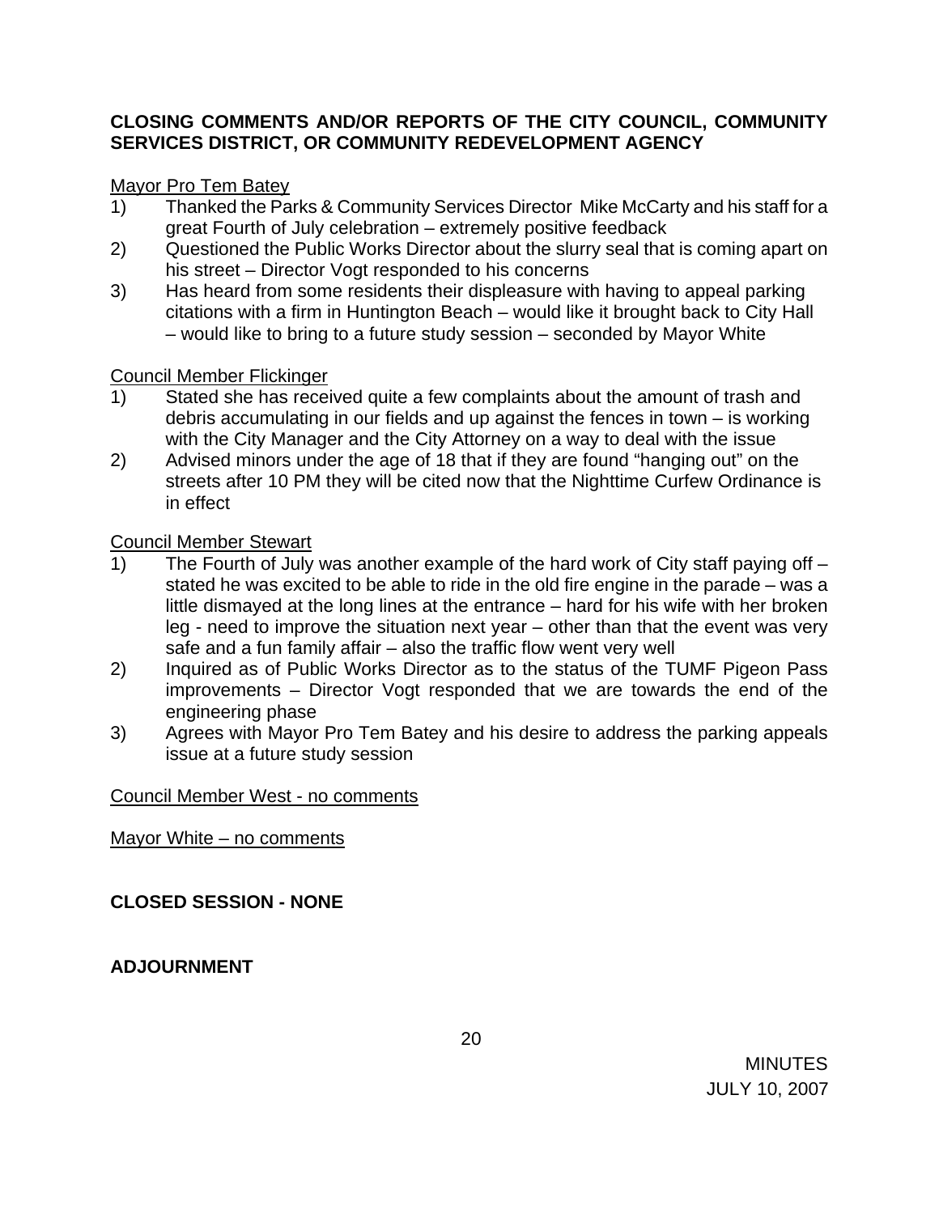**CLOSING COMMENTS AND/OR REPORTS OF THE CITY COUNCIL, COMMUNITY SERVICES DISTRICT, OR COMMUNITY REDEVELOPMENT AGENCY**

Mayor Pro Tem Batey

1) Thanked the Parks & Community Services Director Mike McCarty and his staff for a great Fourth of July celebration – extremely positive feedback
2) Questioned the Public Works Director about the slurry seal that is coming apart on his street – Director Vogt responded to his concerns
3) Has heard from some residents their displeasure with having to appeal parking citations with a firm in Huntington Beach – would like it brought back to City Hall – would like to bring to a future study session – seconded by Mayor White

Council Member Flickinger

1) Stated she has received quite a few complaints about the amount of trash and debris accumulating in our fields and up against the fences in town – is working with the City Manager and the City Attorney on a way to deal with the issue
2) Advised minors under the age of 18 that if they are found "hanging out" on the streets after 10 PM they will be cited now that the Nighttime Curfew Ordinance is in effect

Council Member Stewart

1) The Fourth of July was another example of the hard work of City staff paying off – stated he was excited to be able to ride in the old fire engine in the parade – was a little dismayed at the long lines at the entrance – hard for his wife with her broken leg - need to improve the situation next year – other than that the event was very safe and a fun family affair – also the traffic flow went very well
2) Inquired as of Public Works Director as to the status of the TUMF Pigeon Pass improvements – Director Vogt responded that we are towards the end of the engineering phase
3) Agrees with Mayor Pro Tem Batey and his desire to address the parking appeals issue at a future study session

Council Member West - no comments

Mayor White – no comments

**CLOSED SESSION - NONE**

**ADJOURNMENT**

MINUTES
JULY 10, 2007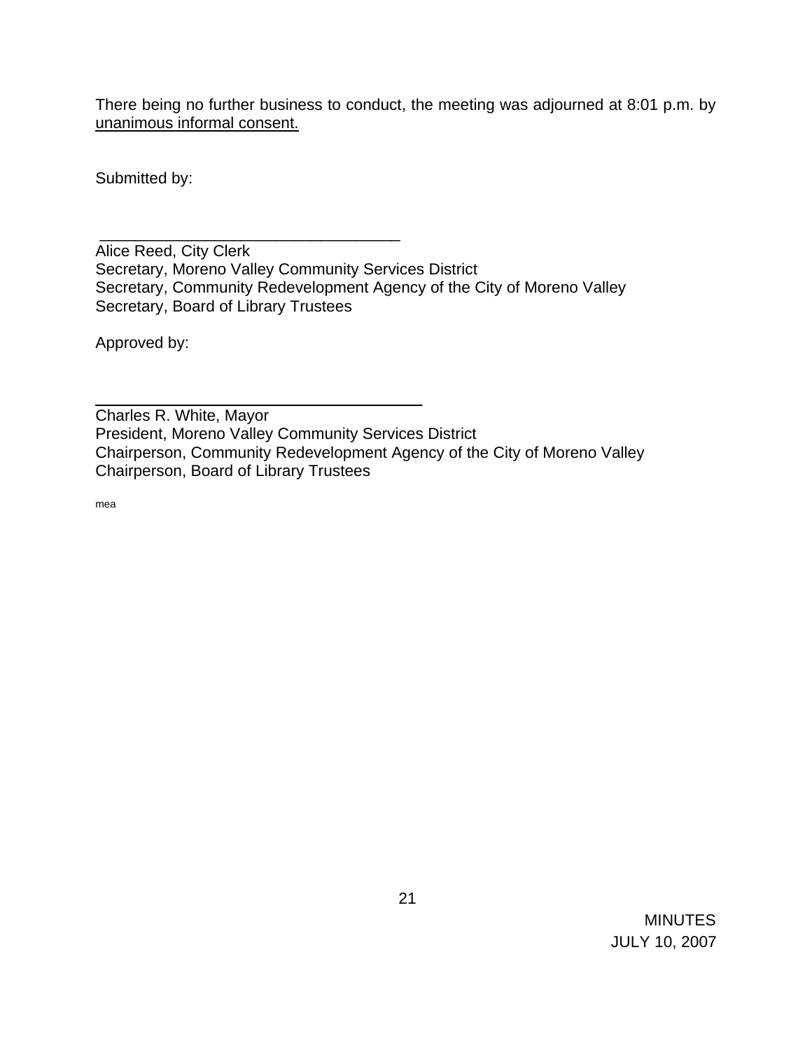There being no further business to conduct, the meeting was adjourned at 8:01 p.m. by unanimous informal consent.

Submitted by:

\_\_\_\_\_\_\_\_\_\_\_\_\_\_\_\_\_\_\_\_\_\_\_\_\_\_\_\_\_\_\_\_\_\_\_\_

Alice Reed, City Clerk
Secretary, Moreno Valley Community Services District
Secretary, Community Redevelopment Agency of the City of Moreno Valley
Secretary, Board of Library Trustees

Approved by:

\_\_\_\_\_\_\_\_\_\_\_\_\_\_\_\_\_\_\_\_\_\_\_\_\_\_\_\_\_\_\_\_\_\_\_\_

Charles R. White, Mayor
President, Moreno Valley Community Services District
Chairperson, Community Redevelopment Agency of the City of Moreno Valley
Chairperson, Board of Library Trustees

mea